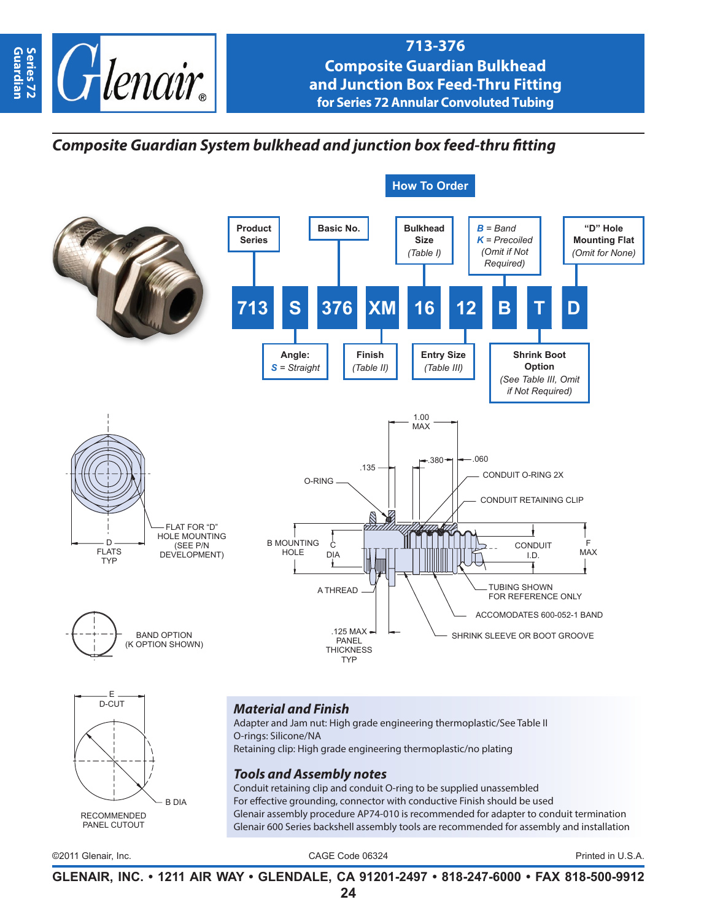# 713-376
## Composite Guardian Bulkhead and Junction Box Feed-Thru Fitting for Series 72 Annular Convoluted Tubing

### *Composite Guardian System bulkhead and junction box feed-thru fitting*

**How To Order**

| 713 | S | 376 | XM | 16 | 12 | B | T | D |
|---|---|---|---|---|---|---|---|---|

- **Product Series** — 713
- **Angle:** *S* = Straight
- **Basic No.** — 376
- **Finish** *(Table II)* — XM
- **Bulkhead Size** *(Table I)* — 16
- **Entry Size** *(Table III)* — 12
- *B* = Band, *K* = Precoiled *(Omit if Not Required)* — B
- **Shrink Boot Option** *(See Table III, Omit if Not Required)* — T
- **"D" Hole Mounting Flat** *(Omit for None)* — D

D FLATS TYP

FLAT FOR "D" HOLE MOUNTING (SEE P/N DEVELOPMENT)

BAND OPTION (K OPTION SHOWN)

E D-CUT

B DIA

RECOMMENDED PANEL CUTOUT

1.00 MAX, .135, .380, .060, O-RING, CONDUIT O-RING 2X, CONDUIT RETAINING CLIP, B MOUNTING HOLE, C DIA, CONDUIT I.D., F MAX, A THREAD, TUBING SHOWN FOR REFERENCE ONLY, ACCOMODATES 600-052-1 BAND, .125 MAX PANEL THICKNESS TYP, SHRINK SLEEVE OR BOOT GROOVE

### *Material and Finish*

Adapter and Jam nut: High grade engineering thermoplastic/See Table II
O-rings: Silicone/NA
Retaining clip: High grade engineering thermoplastic/no plating

### *Tools and Assembly notes*

Conduit retaining clip and conduit O-ring to be supplied unassembled
For effective grounding, connector with conductive Finish should be used
Glenair assembly procedure AP74-010 is recommended for adapter to conduit termination
Glenair 600 Series backshell assembly tools are recommended for assembly and installation

©2011 Glenair, Inc. CAGE Code 06324 Printed in U.S.A.

**GLENAIR, INC. • 1211 AIR WAY • GLENDALE, CA 91201-2497 • 818-247-6000 • FAX 818-500-9912**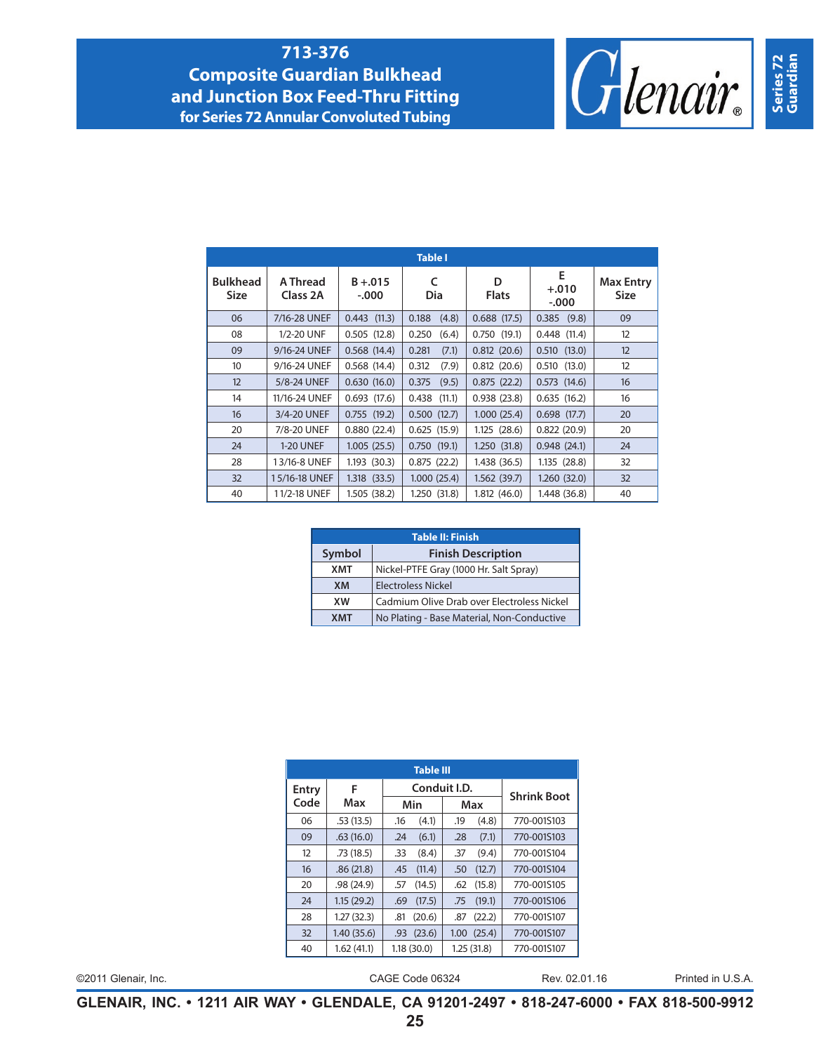# 713-376
## Composite Guardian Bulkhead and Junction Box Feed-Thru Fitting
### for Series 72 Annular Convoluted Tubing

Series 72 Guardian

**Table I**

| Bulkhead Size | A Thread Class 2A | B +.015 -.000 | C Dia | D Flats | E +.010 -.000 | Max Entry Size |
|---|---|---|---|---|---|---|
| 06 | 7/16-28 UNEF | 0.443 (11.3) | 0.188 (4.8) | 0.688 (17.5) | 0.385 (9.8) | 09 |
| 08 | 1/2-20 UNF | 0.505 (12.8) | 0.250 (6.4) | 0.750 (19.1) | 0.448 (11.4) | 12 |
| 09 | 9/16-24 UNEF | 0.568 (14.4) | 0.281 (7.1) | 0.812 (20.6) | 0.510 (13.0) | 12 |
| 10 | 9/16-24 UNEF | 0.568 (14.4) | 0.312 (7.9) | 0.812 (20.6) | 0.510 (13.0) | 12 |
| 12 | 5/8-24 UNEF | 0.630 (16.0) | 0.375 (9.5) | 0.875 (22.2) | 0.573 (14.6) | 16 |
| 14 | 11/16-24 UNEF | 0.693 (17.6) | 0.438 (11.1) | 0.938 (23.8) | 0.635 (16.2) | 16 |
| 16 | 3/4-20 UNEF | 0.755 (19.2) | 0.500 (12.7) | 1.000 (25.4) | 0.698 (17.7) | 20 |
| 20 | 7/8-20 UNEF | 0.880 (22.4) | 0.625 (15.9) | 1.125 (28.6) | 0.822 (20.9) | 20 |
| 24 | 1-20 UNEF | 1.005 (25.5) | 0.750 (19.1) | 1.250 (31.8) | 0.948 (24.1) | 24 |
| 28 | 1 3/16-8 UNEF | 1.193 (30.3) | 0.875 (22.2) | 1.438 (36.5) | 1.135 (28.8) | 32 |
| 32 | 1 5/16-18 UNEF | 1.318 (33.5) | 1.000 (25.4) | 1.562 (39.7) | 1.260 (32.0) | 32 |
| 40 | 1 1/2-18 UNEF | 1.505 (38.2) | 1.250 (31.8) | 1.812 (46.0) | 1.448 (36.8) | 40 |

**Table II: Finish**

| Symbol | Finish Description |
|---|---|
| XMT | Nickel-PTFE Gray (1000 Hr. Salt Spray) |
| XM | Electroless Nickel |
| XW | Cadmium Olive Drab over Electroless Nickel |
| XMT | No Plating - Base Material, Non-Conductive |

**Table III**

| Entry Code | F Max | Conduit I.D. | | Shrink Boot |
|---|---|---|---|---|
| | | Min | Max | |
| 06 | .53 (13.5) | .16 (4.1) | .19 (4.8) | 770-001S103 |
| 09 | .63 (16.0) | .24 (6.1) | .28 (7.1) | 770-001S103 |
| 12 | .73 (18.5) | .33 (8.4) | .37 (9.4) | 770-001S104 |
| 16 | .86 (21.8) | .45 (11.4) | .50 (12.7) | 770-001S104 |
| 20 | .98 (24.9) | .57 (14.5) | .62 (15.8) | 770-001S105 |
| 24 | 1.15 (29.2) | .69 (17.5) | .75 (19.1) | 770-001S106 |
| 28 | 1.27 (32.3) | .81 (20.6) | .87 (22.2) | 770-001S107 |
| 32 | 1.40 (35.6) | .93 (23.6) | 1.00 (25.4) | 770-001S107 |
| 40 | 1.62 (41.1) | 1.18 (30.0) | 1.25 (31.8) | 770-001S107 |

©2011 Glenair, Inc. CAGE Code 06324 Rev. 02.01.16 Printed in U.S.A.

**GLENAIR, INC. • 1211 AIR WAY • GLENDALE, CA 91201-2497 • 818-247-6000 • FAX 818-500-9912**